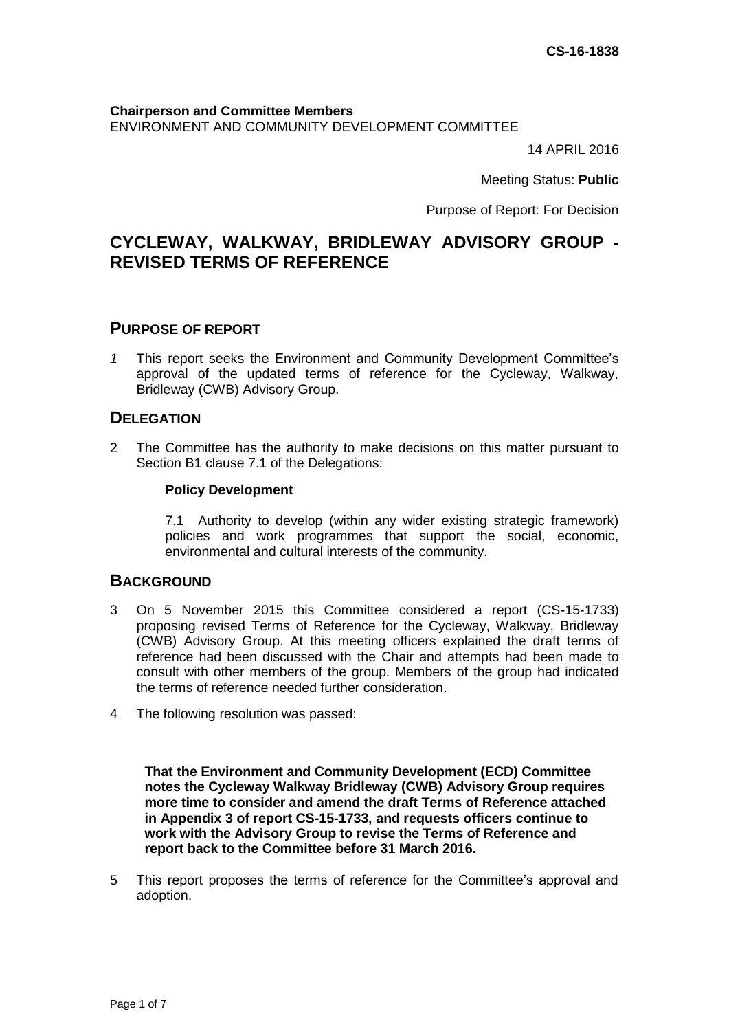CS-16-1838

**Chairperson and Committee Members**
ENVIRONMENT AND COMMUNITY DEVELOPMENT COMMITTEE

14 APRIL 2016

Meeting Status: **Public**

Purpose of Report: For Decision

# CYCLEWAY, WALKWAY, BRIDLEWAY ADVISORY GROUP - REVISED TERMS OF REFERENCE

## PURPOSE OF REPORT

*1* This report seeks the Environment and Community Development Committee's approval of the updated terms of reference for the Cycleway, Walkway, Bridleway (CWB) Advisory Group.

## DELEGATION

2 The Committee has the authority to make decisions on this matter pursuant to Section B1 clause 7.1 of the Delegations:

**Policy Development**

7.1 Authority to develop (within any wider existing strategic framework) policies and work programmes that support the social, economic, environmental and cultural interests of the community.

## BACKGROUND

3 On 5 November 2015 this Committee considered a report (CS-15-1733) proposing revised Terms of Reference for the Cycleway, Walkway, Bridleway (CWB) Advisory Group. At this meeting officers explained the draft terms of reference had been discussed with the Chair and attempts had been made to consult with other members of the group. Members of the group had indicated the terms of reference needed further consideration.

4 The following resolution was passed:

**That the Environment and Community Development (ECD) Committee notes the Cycleway Walkway Bridleway (CWB) Advisory Group requires more time to consider and amend the draft Terms of Reference attached in Appendix 3 of report CS-15-1733, and requests officers continue to work with the Advisory Group to revise the Terms of Reference and report back to the Committee before 31 March 2016.**

5 This report proposes the terms of reference for the Committee's approval and adoption.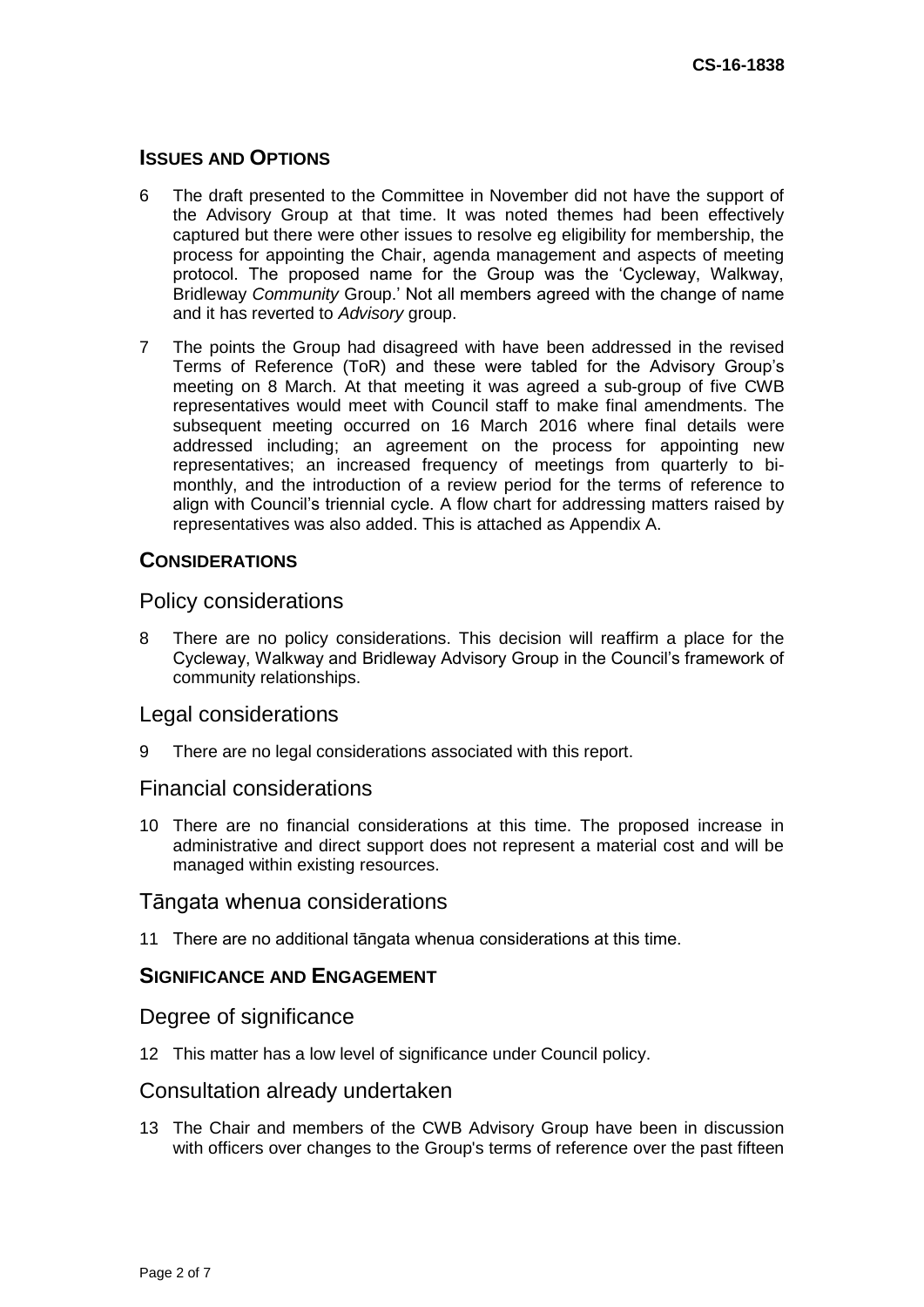## Issues and Options

6 The draft presented to the Committee in November did not have the support of the Advisory Group at that time. It was noted themes had been effectively captured but there were other issues to resolve eg eligibility for membership, the process for appointing the Chair, agenda management and aspects of meeting protocol. The proposed name for the Group was the 'Cycleway, Walkway, Bridleway *Community* Group.' Not all members agreed with the change of name and it has reverted to *Advisory* group.

7 The points the Group had disagreed with have been addressed in the revised Terms of Reference (ToR) and these were tabled for the Advisory Group's meeting on 8 March. At that meeting it was agreed a sub-group of five CWB representatives would meet with Council staff to make final amendments. The subsequent meeting occurred on 16 March 2016 where final details were addressed including; an agreement on the process for appointing new representatives; an increased frequency of meetings from quarterly to bi-monthly, and the introduction of a review period for the terms of reference to align with Council's triennial cycle. A flow chart for addressing matters raised by representatives was also added. This is attached as Appendix A.

## Considerations

### Policy considerations

8 There are no policy considerations. This decision will reaffirm a place for the Cycleway, Walkway and Bridleway Advisory Group in the Council's framework of community relationships.

### Legal considerations

9 There are no legal considerations associated with this report.

### Financial considerations

10 There are no financial considerations at this time. The proposed increase in administrative and direct support does not represent a material cost and will be managed within existing resources.

### Tāngata whenua considerations

11 There are no additional tāngata whenua considerations at this time.

## Significance and Engagement

### Degree of significance

12 This matter has a low level of significance under Council policy.

### Consultation already undertaken

13 The Chair and members of the CWB Advisory Group have been in discussion with officers over changes to the Group's terms of reference over the past fifteen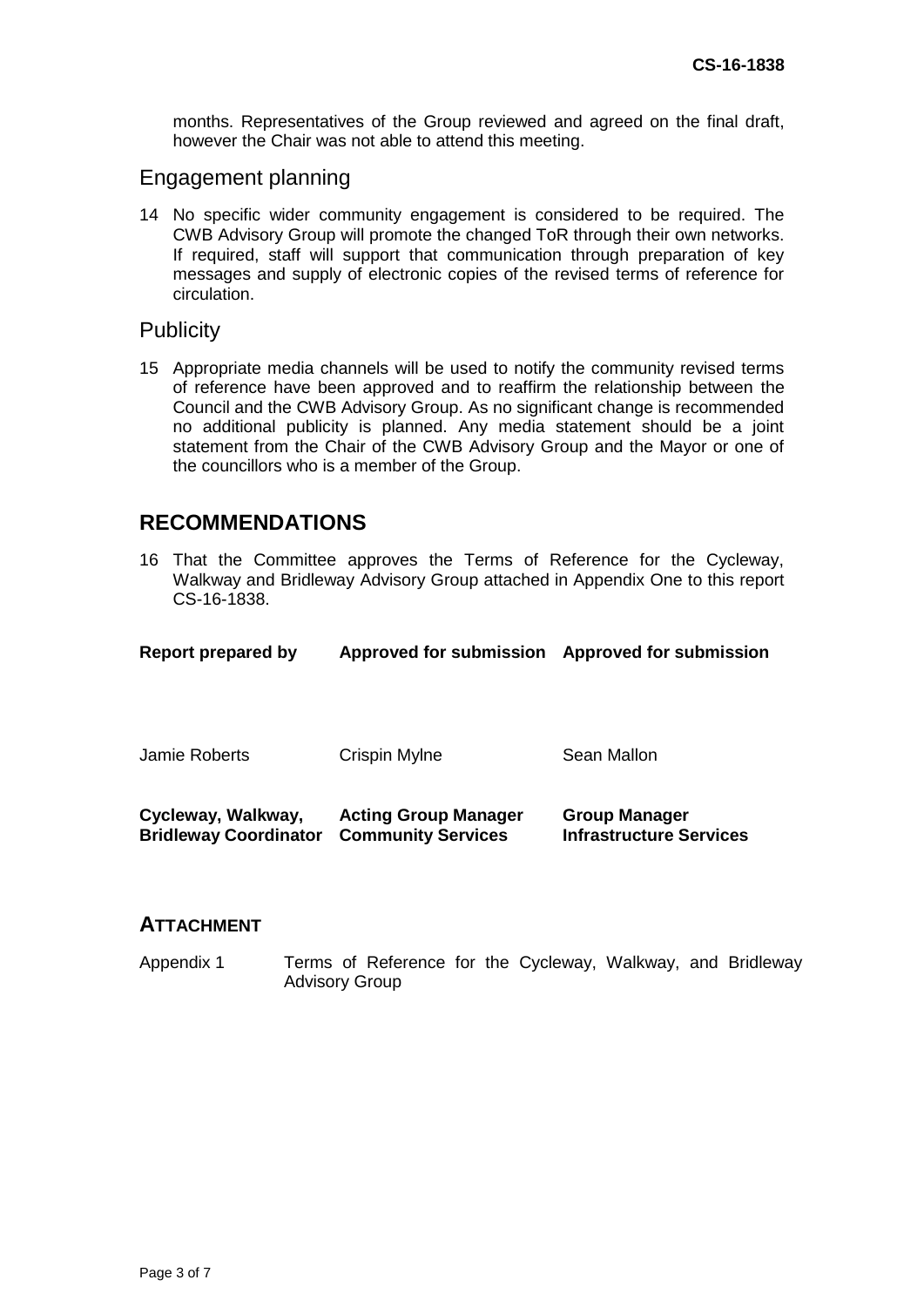months. Representatives of the Group reviewed and agreed on the final draft, however the Chair was not able to attend this meeting.

## Engagement planning

14 No specific wider community engagement is considered to be required. The CWB Advisory Group will promote the changed ToR through their own networks. If required, staff will support that communication through preparation of key messages and supply of electronic copies of the revised terms of reference for circulation.

## Publicity

15 Appropriate media channels will be used to notify the community revised terms of reference have been approved and to reaffirm the relationship between the Council and the CWB Advisory Group. As no significant change is recommended no additional publicity is planned. Any media statement should be a joint statement from the Chair of the CWB Advisory Group and the Mayor or one of the councillors who is a member of the Group.

# RECOMMENDATIONS

16 That the Committee approves the Terms of Reference for the Cycleway, Walkway and Bridleway Advisory Group attached in Appendix One to this report CS-16-1838.

| Report prepared by | Approved for submission | Approved for submission |
|---|---|---|
| Jamie Roberts | Crispin Mylne | Sean Mallon |
| **Cycleway, Walkway, Bridleway Coordinator** | **Acting Group Manager Community Services** | **Group Manager Infrastructure Services** |

## ATTACHMENT

Appendix 1 Terms of Reference for the Cycleway, Walkway, and Bridleway Advisory Group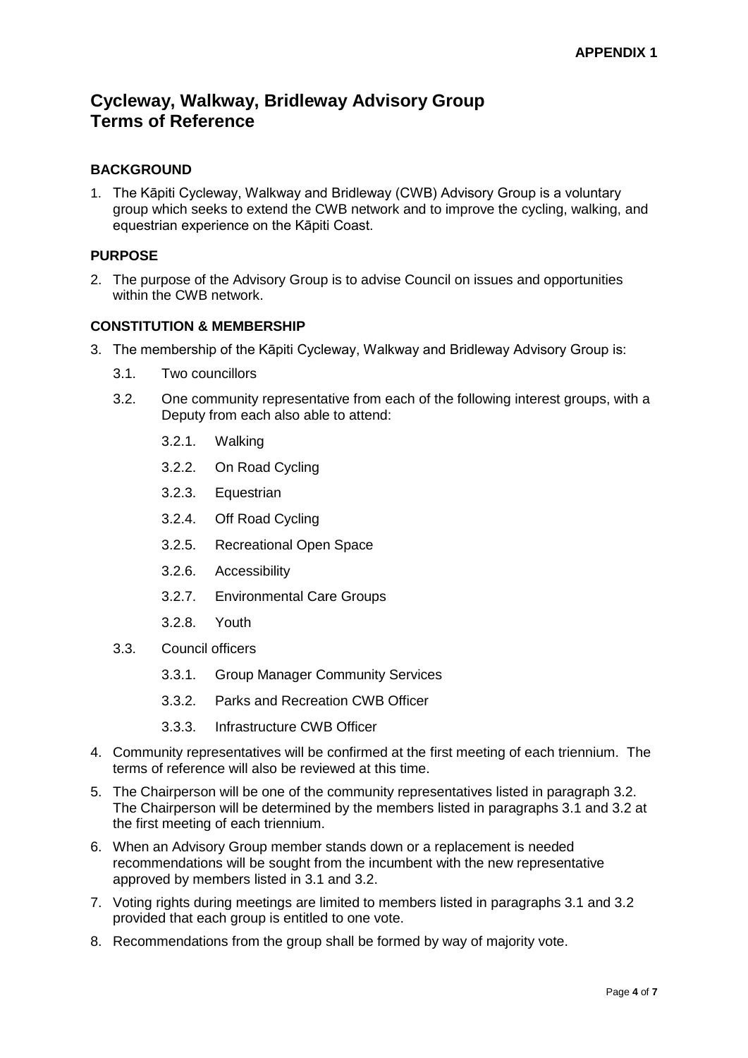**APPENDIX 1**

# Cycleway, Walkway, Bridleway Advisory Group
# Terms of Reference

## BACKGROUND

1. The Kāpiti Cycleway, Walkway and Bridleway (CWB) Advisory Group is a voluntary group which seeks to extend the CWB network and to improve the cycling, walking, and equestrian experience on the Kāpiti Coast.

## PURPOSE

2. The purpose of the Advisory Group is to advise Council on issues and opportunities within the CWB network.

## CONSTITUTION & MEMBERSHIP

3. The membership of the Kāpiti Cycleway, Walkway and Bridleway Advisory Group is:
   - 3.1. Two councillors
   - 3.2. One community representative from each of the following interest groups, with a Deputy from each also able to attend:
     - 3.2.1. Walking
     - 3.2.2. On Road Cycling
     - 3.2.3. Equestrian
     - 3.2.4. Off Road Cycling
     - 3.2.5. Recreational Open Space
     - 3.2.6. Accessibility
     - 3.2.7. Environmental Care Groups
     - 3.2.8. Youth
   - 3.3. Council officers
     - 3.3.1. Group Manager Community Services
     - 3.3.2. Parks and Recreation CWB Officer
     - 3.3.3. Infrastructure CWB Officer
4. Community representatives will be confirmed at the first meeting of each triennium. The terms of reference will also be reviewed at this time.
5. The Chairperson will be one of the community representatives listed in paragraph 3.2. The Chairperson will be determined by the members listed in paragraphs 3.1 and 3.2 at the first meeting of each triennium.
6. When an Advisory Group member stands down or a replacement is needed recommendations will be sought from the incumbent with the new representative approved by members listed in 3.1 and 3.2.
7. Voting rights during meetings are limited to members listed in paragraphs 3.1 and 3.2 provided that each group is entitled to one vote.
8. Recommendations from the group shall be formed by way of majority vote.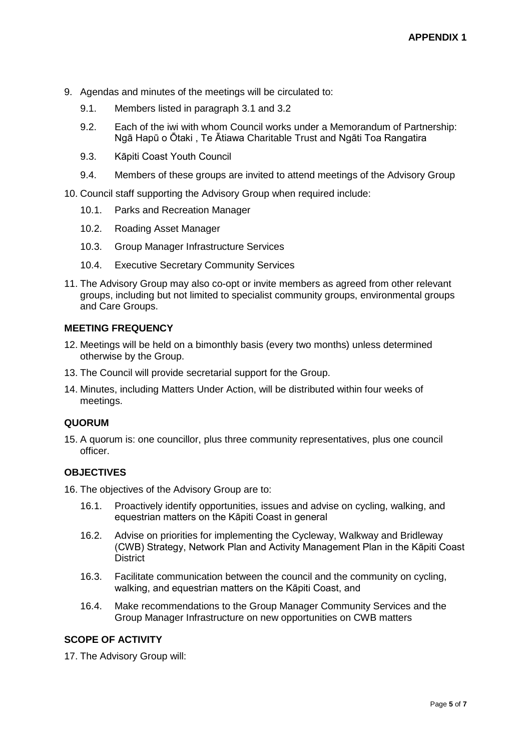9. Agendas and minutes of the meetings will be circulated to:
   - 9.1. Members listed in paragraph 3.1 and 3.2
   - 9.2. Each of the iwi with whom Council works under a Memorandum of Partnership: Ngā Hapū o Ōtaki , Te Ātiawa Charitable Trust and Ngāti Toa Rangatira
   - 9.3. Kāpiti Coast Youth Council
   - 9.4. Members of these groups are invited to attend meetings of the Advisory Group
10. Council staff supporting the Advisory Group when required include:
    - 10.1. Parks and Recreation Manager
    - 10.2. Roading Asset Manager
    - 10.3. Group Manager Infrastructure Services
    - 10.4. Executive Secretary Community Services
11. The Advisory Group may also co-opt or invite members as agreed from other relevant groups, including but not limited to specialist community groups, environmental groups and Care Groups.

**MEETING FREQUENCY**

12. Meetings will be held on a bimonthly basis (every two months) unless determined otherwise by the Group.
13. The Council will provide secretarial support for the Group.
14. Minutes, including Matters Under Action, will be distributed within four weeks of meetings.

**QUORUM**

15. A quorum is: one councillor, plus three community representatives, plus one council officer.

**OBJECTIVES**

16. The objectives of the Advisory Group are to:
    - 16.1. Proactively identify opportunities, issues and advise on cycling, walking, and equestrian matters on the Kāpiti Coast in general
    - 16.2. Advise on priorities for implementing the Cycleway, Walkway and Bridleway (CWB) Strategy, Network Plan and Activity Management Plan in the Kāpiti Coast District
    - 16.3. Facilitate communication between the council and the community on cycling, walking, and equestrian matters on the Kāpiti Coast, and
    - 16.4. Make recommendations to the Group Manager Community Services and the Group Manager Infrastructure on new opportunities on CWB matters

**SCOPE OF ACTIVITY**

17. The Advisory Group will: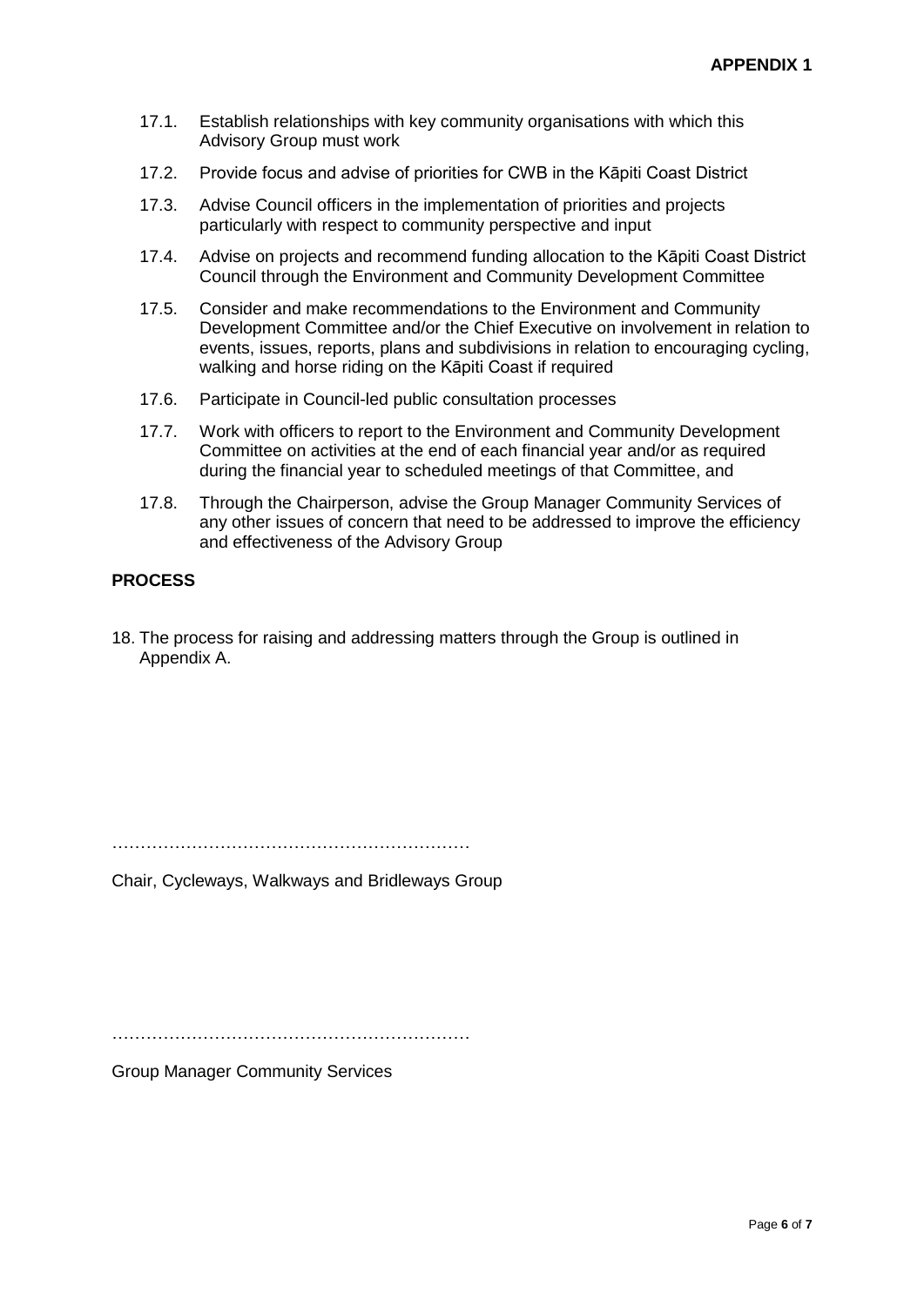**APPENDIX 1**

17.1. Establish relationships with key community organisations with which this Advisory Group must work

17.2. Provide focus and advise of priorities for CWB in the Kāpiti Coast District

17.3. Advise Council officers in the implementation of priorities and projects particularly with respect to community perspective and input

17.4. Advise on projects and recommend funding allocation to the Kāpiti Coast District Council through the Environment and Community Development Committee

17.5. Consider and make recommendations to the Environment and Community Development Committee and/or the Chief Executive on involvement in relation to events, issues, reports, plans and subdivisions in relation to encouraging cycling, walking and horse riding on the Kāpiti Coast if required

17.6. Participate in Council-led public consultation processes

17.7. Work with officers to report to the Environment and Community Development Committee on activities at the end of each financial year and/or as required during the financial year to scheduled meetings of that Committee, and

17.8. Through the Chairperson, advise the Group Manager Community Services of any other issues of concern that need to be addressed to improve the efficiency and effectiveness of the Advisory Group

## PROCESS

18. The process for raising and addressing matters through the Group is outlined in Appendix A.

……………………………………………………

Chair, Cycleways, Walkways and Bridleways Group

……………………………………………………

Group Manager Community Services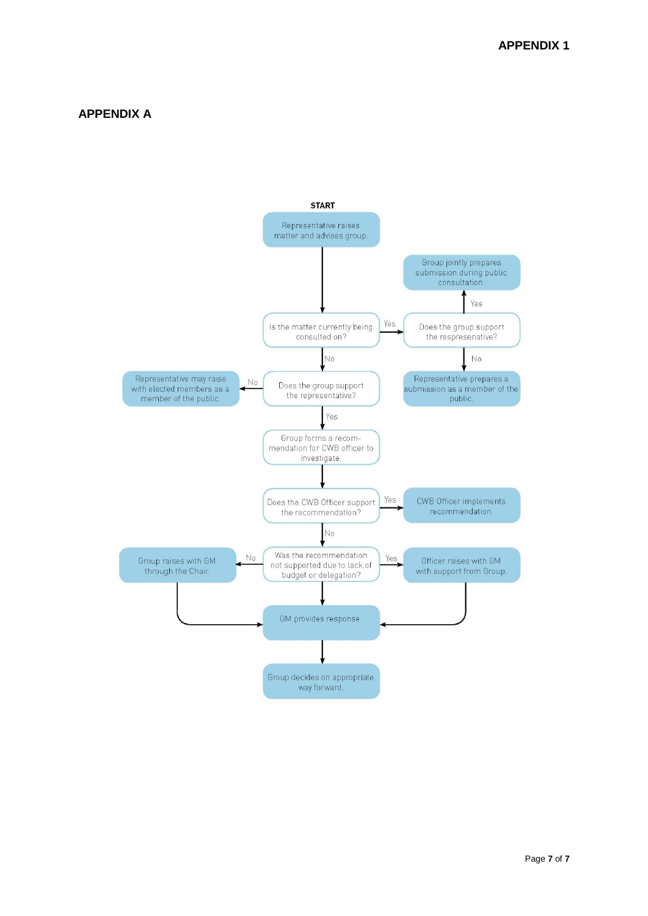# APPENDIX 1

## APPENDIX A

START

Representative raises matter and advises group.

Is the matter currently being consulted on?

Yes

Does the group support the respresenative?

Yes

Group jointly prepares submission during public consultation.

No

Representative prepares a submission as a member of the public.

No

Does the group support the representative?

No

Representative may raise with elected members as a member of the public.

Yes

Group forms a recommendation for CWB officer to investigate.

Does the CWB Officer support the recommendation?

Yes

CWB Officer implements recommendation.

No

Was the recommendation not supported due to lack of budget or delegation?

No

Group raises with GM through the Chair.

Yes

Officer raises with GM with support from Group.

GM provides response.

Group decides on appropriate way forward.